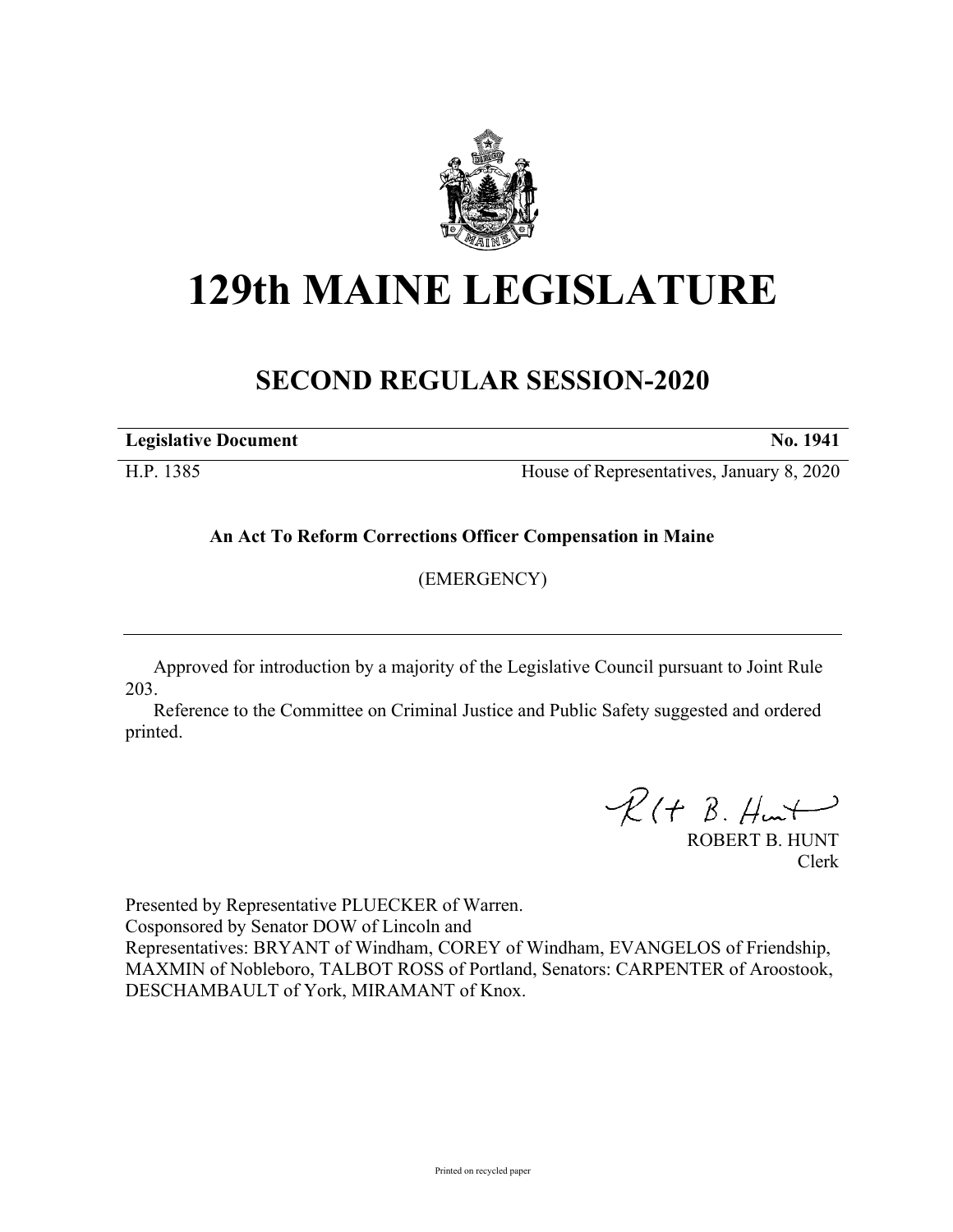# 129th MAINE LEGISLATURE

## SECOND REGULAR SESSION-2020

| **Legislative Document** | **No. 1941** |
| --- | --- |
| H.P. 1385 | House of Representatives, January 8, 2020 |

**An Act To Reform Corrections Officer Compensation in Maine**

(EMERGENCY)

---

Approved for introduction by a majority of the Legislative Council pursuant to Joint Rule 203.

Reference to the Committee on Criminal Justice and Public Safety suggested and ordered printed.

ROBERT B. HUNT
Clerk

Presented by Representative PLUECKER of Warren.
Cosponsored by Senator DOW of Lincoln and
Representatives: BRYANT of Windham, COREY of Windham, EVANGELOS of Friendship, MAXMIN of Nobleboro, TALBOT ROSS of Portland, Senators: CARPENTER of Aroostook, DESCHAMBAULT of York, MIRAMANT of Knox.

Printed on recycled paper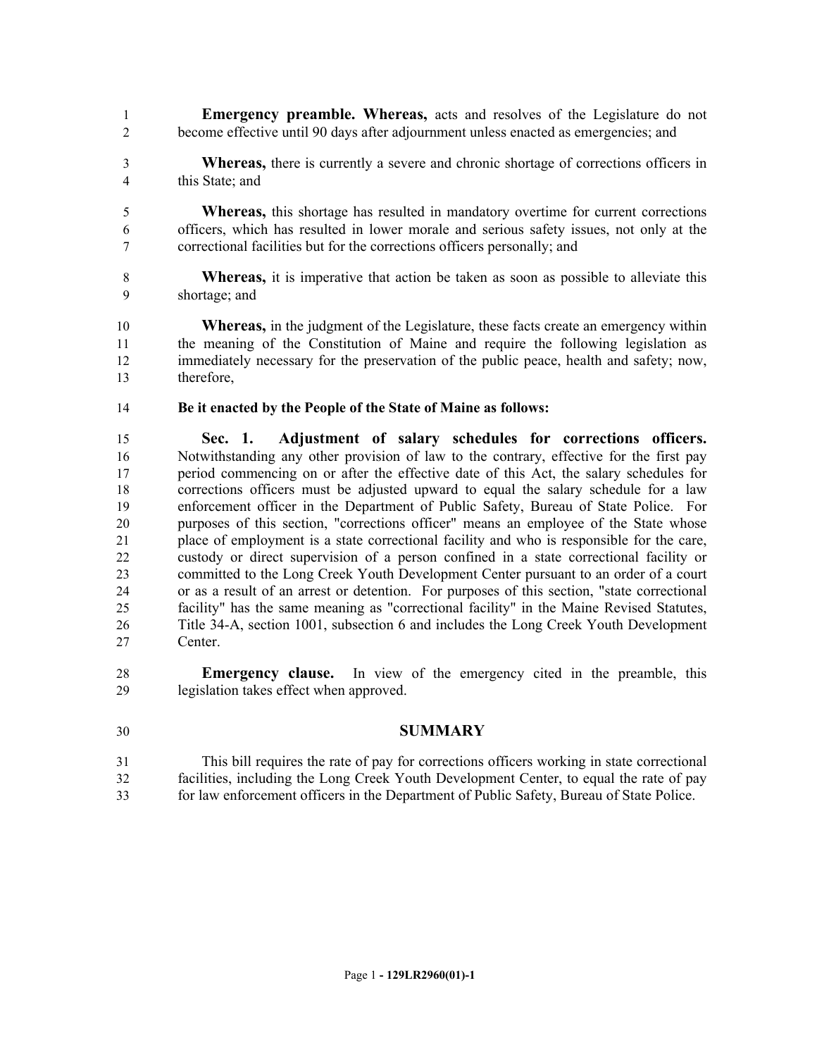**Emergency preamble. Whereas,** acts and resolves of the Legislature do not become effective until 90 days after adjournment unless enacted as emergencies; and

**Whereas,** there is currently a severe and chronic shortage of corrections officers in this State; and

**Whereas,** this shortage has resulted in mandatory overtime for current corrections officers, which has resulted in lower morale and serious safety issues, not only at the correctional facilities but for the corrections officers personally; and

**Whereas,** it is imperative that action be taken as soon as possible to alleviate this shortage; and

**Whereas,** in the judgment of the Legislature, these facts create an emergency within the meaning of the Constitution of Maine and require the following legislation as immediately necessary for the preservation of the public peace, health and safety; now, therefore,

**Be it enacted by the People of the State of Maine as follows:**

**Sec. 1. Adjustment of salary schedules for corrections officers.** Notwithstanding any other provision of law to the contrary, effective for the first pay period commencing on or after the effective date of this Act, the salary schedules for corrections officers must be adjusted upward to equal the salary schedule for a law enforcement officer in the Department of Public Safety, Bureau of State Police. For purposes of this section, "corrections officer" means an employee of the State whose place of employment is a state correctional facility and who is responsible for the care, custody or direct supervision of a person confined in a state correctional facility or committed to the Long Creek Youth Development Center pursuant to an order of a court or as a result of an arrest or detention. For purposes of this section, "state correctional facility" has the same meaning as "correctional facility" in the Maine Revised Statutes, Title 34-A, section 1001, subsection 6 and includes the Long Creek Youth Development Center.

**Emergency clause.** In view of the emergency cited in the preamble, this legislation takes effect when approved.

## SUMMARY

This bill requires the rate of pay for corrections officers working in state correctional facilities, including the Long Creek Youth Development Center, to equal the rate of pay for law enforcement officers in the Department of Public Safety, Bureau of State Police.